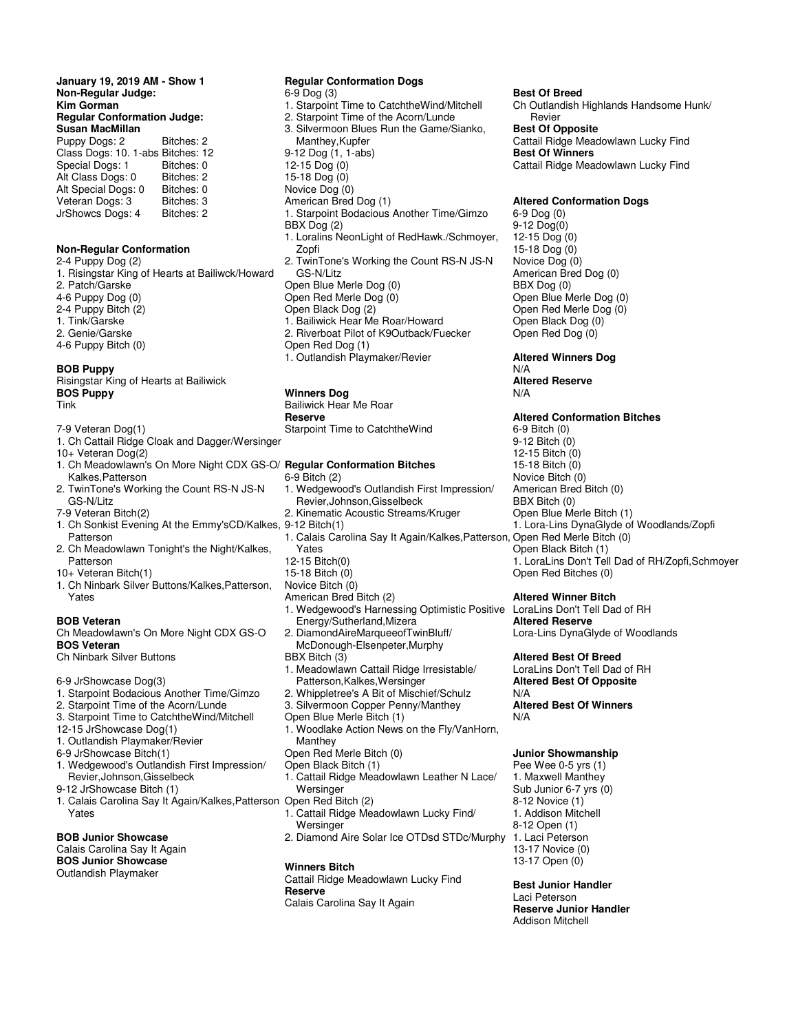**January 19, 2019 AM - Show 1**
**Non-Regular Judge:**
**Kim Gorman**
**Regular Conformation Judge:**
**Susan MacMillan**

| | |
|---|---|
| Puppy Dogs: 2 | Bitches: 2 |
| Class Dogs: 10. 1-abs | Bitches: 12 |
| Special Dogs: 1 | Bitches: 0 |
| Alt Class Dogs: 0 | Bitches: 2 |
| Alt Special Dogs: 0 | Bitches: 0 |
| Veteran Dogs: 3 | Bitches: 3 |
| JrShowcs Dogs: 4 | Bitches: 2 |

**Non-Regular Conformation**

2-4 Puppy Dog (2)
1. Risingstar King of Hearts at Bailiwck/Howard
2. Patch/Garske

4-6 Puppy Dog (0)

2-4 Puppy Bitch (2)
1. Tink/Garske
2. Genie/Garske

4-6 Puppy Bitch (0)

**BOB Puppy**
Risingstar King of Hearts at Bailiwick
**BOS Puppy**
Tink

7-9 Veteran Dog(1)
1. Ch Cattail Ridge Cloak and Dagger/Wersinger

10+ Veteran Dog(2)
1. Ch Meadowlawn's On More Night CDX GS-O/ Kalkes,Patterson
2. TwinTone's Working the Count RS-N JS-N GS-N/Litz

7-9 Veteran Bitch(2)
1. Ch Sonkist Evening At the Emmy'sCD/Kalkes, Patterson
2. Ch Meadowlawn Tonight's the Night/Kalkes, Patterson

10+ Veteran Bitch(1)
1. Ch Ninbark Silver Buttons/Kalkes,Patterson, Yates

**BOB Veteran**
Ch Meadowlawn's On More Night CDX GS-O
**BOS Veteran**
Ch Ninbark Silver Buttons

6-9 JrShowcase Dog(3)
1. Starpoint Bodacious Another Time/Gimzo
2. Starpoint Time of the Acorn/Lunde
3. Starpoint Time to CatchtheWind/Mitchell

12-15 JrShowcase Dog(1)
1. Outlandish Playmaker/Revier

6-9 JrShowcase Bitch(1)
1. Wedgewood's Outlandish First Impression/ Revier,Johnson,Gisselbeck

9-12 JrShowcase Bitch (1)
1. Calais Carolina Say It Again/Kalkes,Patterson Yates

**BOB Junior Showcase**
Calais Carolina Say It Again
**BOS Junior Showcase**
Outlandish Playmaker

**Regular Conformation Dogs**

6-9 Dog (3)
1. Starpoint Time to CatchtheWind/Mitchell
2. Starpoint Time of the Acorn/Lunde
3. Silvermoon Blues Run the Game/Sianko, Manthey,Kupfer

9-12 Dog (1, 1-abs)

12-15 Dog (0)

15-18 Dog (0)

Novice Dog (0)

American Bred Dog (1)
1. Starpoint Bodacious Another Time/Gimzo

BBX Dog (2)
1. Loralins NeonLight of RedHawk./Schmoyer, Zopfi
2. TwinTone's Working the Count RS-N JS-N GS-N/Litz

Open Blue Merle Dog (0)

Open Red Merle Dog (0)

Open Black Dog (2)
1. Bailiwick Hear Me Roar/Howard
2. Riverboat Pilot of K9Outback/Fuecker

Open Red Dog (1)
1. Outlandish Playmaker/Revier

**Winners Dog**
Bailiwick Hear Me Roar
**Reserve**
Starpoint Time to CatchtheWind

**Regular Conformation Bitches**

6-9 Bitch (2)
1. Wedgewood's Outlandish First Impression/ Revier,Johnson,Gisselbeck
2. Kinematic Acoustic Streams/Kruger

9-12 Bitch(1)
1. Calais Carolina Say It Again/Kalkes,Patterson, Yates

12-15 Bitch(0)

15-18 Bitch (0)

Novice Bitch (0)

American Bred Bitch (2)
1. Wedgewood's Harnessing Optimistic Positive Energy/Sutherland,Mizera
2. DiamondAireMarqueeofTwinBluff/ McDonough-Elsenpeter,Murphy

BBX Bitch (3)
1. Meadowlawn Cattail Ridge Irresistable/ Patterson,Kalkes,Wersinger
2. Whippletree's A Bit of Mischief/Schulz
3. Silvermoon Copper Penny/Manthey

Open Blue Merle Bitch (1)
1. Woodlake Action News on the Fly/VanHorn, Manthey

Open Red Merle Bitch (0)

Open Black Bitch (1)
1. Cattail Ridge Meadowlawn Leather N Lace/ Wersinger

Open Red Bitch (2)
1. Cattail Ridge Meadowlawn Lucky Find/ Wersinger
2. Diamond Aire Solar Ice OTDsd STDc/Murphy

**Winners Bitch**
Cattail Ridge Meadowlawn Lucky Find
**Reserve**
Calais Carolina Say It Again

**Best Of Breed**
Ch Outlandish Highlands Handsome Hunk/ Revier
**Best Of Opposite**
Cattail Ridge Meadowlawn Lucky Find
**Best Of Winners**
Cattail Ridge Meadowlawn Lucky Find

**Altered Conformation Dogs**

6-9 Dog (0)

9-12 Dog(0)

12-15 Dog (0)

15-18 Dog (0)

Novice Dog (0)

American Bred Dog (0)

BBX Dog (0)

Open Blue Merle Dog (0)

Open Red Merle Dog (0)

Open Black Dog (0)

Open Red Dog (0)

**Altered Winners Dog**
N/A
**Altered Reserve**
N/A

**Altered Conformation Bitches**

6-9 Bitch (0)

9-12 Bitch (0)

12-15 Bitch (0)

15-18 Bitch (0)

Novice Bitch (0)

American Bred Bitch (0)

BBX Bitch (0)

Open Blue Merle Bitch (1)
1. Lora-Lins DynaGlyde of Woodlands/Zopfi

Open Red Merle Bitch (0)

Open Black Bitch (1)
1. LoraLins Don't Tell Dad of RH/Zopfi,Schmoyer

Open Red Bitches (0)

**Altered Winner Bitch**
LoraLins Don't Tell Dad of RH
**Altered Reserve**
Lora-Lins DynaGlyde of Woodlands

**Altered Best Of Breed**
LoraLins Don't Tell Dad of RH
**Altered Best Of Opposite**
N/A
**Altered Best Of Winners**
N/A

**Junior Showmanship**

Pee Wee 0-5 yrs (1)
1. Maxwell Manthey

Sub Junior 6-7 yrs (0)

8-12 Novice (1)
1. Addison Mitchell

8-12 Open (1)
1. Laci Peterson

13-17 Novice (0)

13-17 Open (0)

**Best Junior Handler**
Laci Peterson
**Reserve Junior Handler**
Addison Mitchell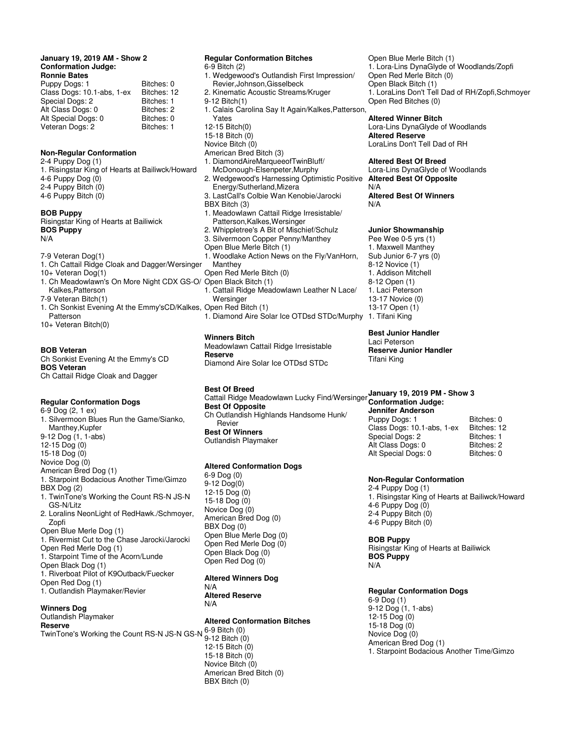**January 19, 2019 AM - Show 2**
**Conformation Judge:**
**Ronnie Bates**

| | |
|---|---|
| Puppy Dogs: 1 | Bitches: 0 |
| Class Dogs: 10.1-abs, 1-ex | Bitches: 12 |
| Special Dogs: 2 | Bitches: 1 |
| Alt Class Dogs: 0 | Bitches: 2 |
| Alt Special Dogs: 0 | Bitches: 0 |
| Veteran Dogs: 2 | Bitches: 1 |

**Non-Regular Conformation**
2-4 Puppy Dog (1)
1. Risingstar King of Hearts at Bailiwck/Howard
4-6 Puppy Dog (0)
2-4 Puppy Bitch (0)
4-6 Puppy Bitch (0)

**BOB Puppy**
Risingstar King of Hearts at Bailiwick
**BOS Puppy**
N/A

7-9 Veteran Dog(1)
1. Ch Cattail Ridge Cloak and Dagger/Wersinger
10+ Veteran Dog(1)
1. Ch Meadowlawn's On More Night CDX GS-O/ Kalkes,Patterson
7-9 Veteran Bitch(1)
1. Ch Sonkist Evening At the Emmy'sCD/Kalkes, Patterson
10+ Veteran Bitch(0)

**BOB Veteran**
Ch Sonkist Evening At the Emmy's CD
**BOS Veteran**
Ch Cattail Ridge Cloak and Dagger

**Regular Conformation Dogs**
6-9 Dog (2, 1 ex)
1. Silvermoon Blues Run the Game/Sianko, Manthey,Kupfer
9-12 Dog (1, 1-abs)
12-15 Dog (0)
15-18 Dog (0)
Novice Dog (0)
American Bred Dog (1)
1. Starpoint Bodacious Another Time/Gimzo
BBX Dog (2)
1. TwinTone's Working the Count RS-N JS-N GS-N/Litz
2. Loralins NeonLight of RedHawk./Schmoyer, Zopfi
Open Blue Merle Dog (1)
1. Rivermist Cut to the Chase Jarocki/Jarocki
Open Red Merle Dog (1)
1. Starpoint Time of the Acorn/Lunde
Open Black Dog (1)
1. Riverboat Pilot of K9Outback/Fuecker
Open Red Dog (1)
1. Outlandish Playmaker/Revier

**Winners Dog**
Outlandish Playmaker
**Reserve**
TwinTone's Working the Count RS-N JS-N GS-N

**Regular Conformation Bitches**
6-9 Bitch (2)
1. Wedgewood's Outlandish First Impression/ Revier,Johnson,Gisselbeck
2. Kinematic Acoustic Streams/Kruger
9-12 Bitch(1)
1. Calais Carolina Say It Again/Kalkes,Patterson, Yates
12-15 Bitch(0)
15-18 Bitch (0)
Novice Bitch (0)
American Bred Bitch (3)
1. DiamondAireMarqueeofTwinBluff/ McDonough-Elsenpeter,Murphy
2. Wedgewood's Harnessing Optimistic Positive Energy/Sutherland,Mizera
3. LastCall's Colbie Wan Kenobie/Jarocki
BBX Bitch (3)
1. Meadowlawn Cattail Ridge Irresistable/ Patterson,Kalkes,Wersinger
2. Whippletree's A Bit of Mischief/Schulz
3. Silvermoon Copper Penny/Manthey
Open Blue Merle Bitch (1)
1. Woodlake Action News on the Fly/VanHorn, Manthey
Open Red Merle Bitch (0)
Open Black Bitch (1)
1. Cattail Ridge Meadowlawn Leather N Lace/ Wersinger
Open Red Bitch (1)
1. Diamond Aire Solar Ice OTDsd STDc/Murphy

**Winners Bitch**
Meadowlawn Cattail Ridge Irresistable
**Reserve**
Diamond Aire Solar Ice OTDsd STDc

**Best Of Breed**
Cattail Ridge Meadowlawn Lucky Find/Wersinger
**Best Of Opposite**
Ch Outlandish Highlands Handsome Hunk/ Revier
**Best Of Winners**
Outlandish Playmaker

**Altered Conformation Dogs**
6-9 Dog (0)
9-12 Dog(0)
12-15 Dog (0)
15-18 Dog (0)
Novice Dog (0)
American Bred Dog (0)
BBX Dog (0)
Open Blue Merle Dog (0)
Open Red Merle Dog (0)
Open Black Dog (0)
Open Red Dog (0)

**Altered Winners Dog**
N/A
**Altered Reserve**
N/A

**Altered Conformation Bitches**
6-9 Bitch (0)
9-12 Bitch (0)
12-15 Bitch (0)
15-18 Bitch (0)
Novice Bitch (0)
American Bred Bitch (0)
BBX Bitch (0)
Open Blue Merle Bitch (1)
1. Lora-Lins DynaGlyde of Woodlands/Zopfi
Open Red Merle Bitch (0)
Open Black Bitch (1)
1. LoraLins Don't Tell Dad of RH/Zopfi,Schmoyer
Open Red Bitches (0)

**Altered Winner Bitch**
Lora-Lins DynaGlyde of Woodlands
**Altered Reserve**
LoraLins Don't Tell Dad of RH

**Altered Best Of Breed**
Lora-Lins DynaGlyde of Woodlands
**Altered Best Of Opposite**
N/A
**Altered Best Of Winners**
N/A

**Junior Showmanship**
Pee Wee 0-5 yrs (1)
1. Maxwell Manthey
Sub Junior 6-7 yrs (0)
8-12 Novice (1)
1. Addison Mitchell
8-12 Open (1)
1. Laci Peterson
13-17 Novice (0)
13-17 Open (1)
1. Tifani King

**Best Junior Handler**
Laci Peterson
**Reserve Junior Handler**
Tifani King

**January 19, 2019 PM - Show 3**
**Conformation Judge:**
**Jennifer Anderson**

| | |
|---|---|
| Puppy Dogs: 1 | Bitches: 0 |
| Class Dogs: 10.1-abs, 1-ex | Bitches: 12 |
| Special Dogs: 2 | Bitches: 1 |
| Alt Class Dogs: 0 | Bitches: 2 |
| Alt Special Dogs: 0 | Bitches: 0 |

**Non-Regular Conformation**
2-4 Puppy Dog (1)
1. Risingstar King of Hearts at Bailiwck/Howard
4-6 Puppy Dog (0)
2-4 Puppy Bitch (0)
4-6 Puppy Bitch (0)

**BOB Puppy**
Risingstar King of Hearts at Bailiwick
**BOS Puppy**
N/A

**Regular Conformation Dogs**
6-9 Dog (1)
9-12 Dog (1, 1-abs)
12-15 Dog (0)
15-18 Dog (0)
Novice Dog (0)
American Bred Dog (1)
1. Starpoint Bodacious Another Time/Gimzo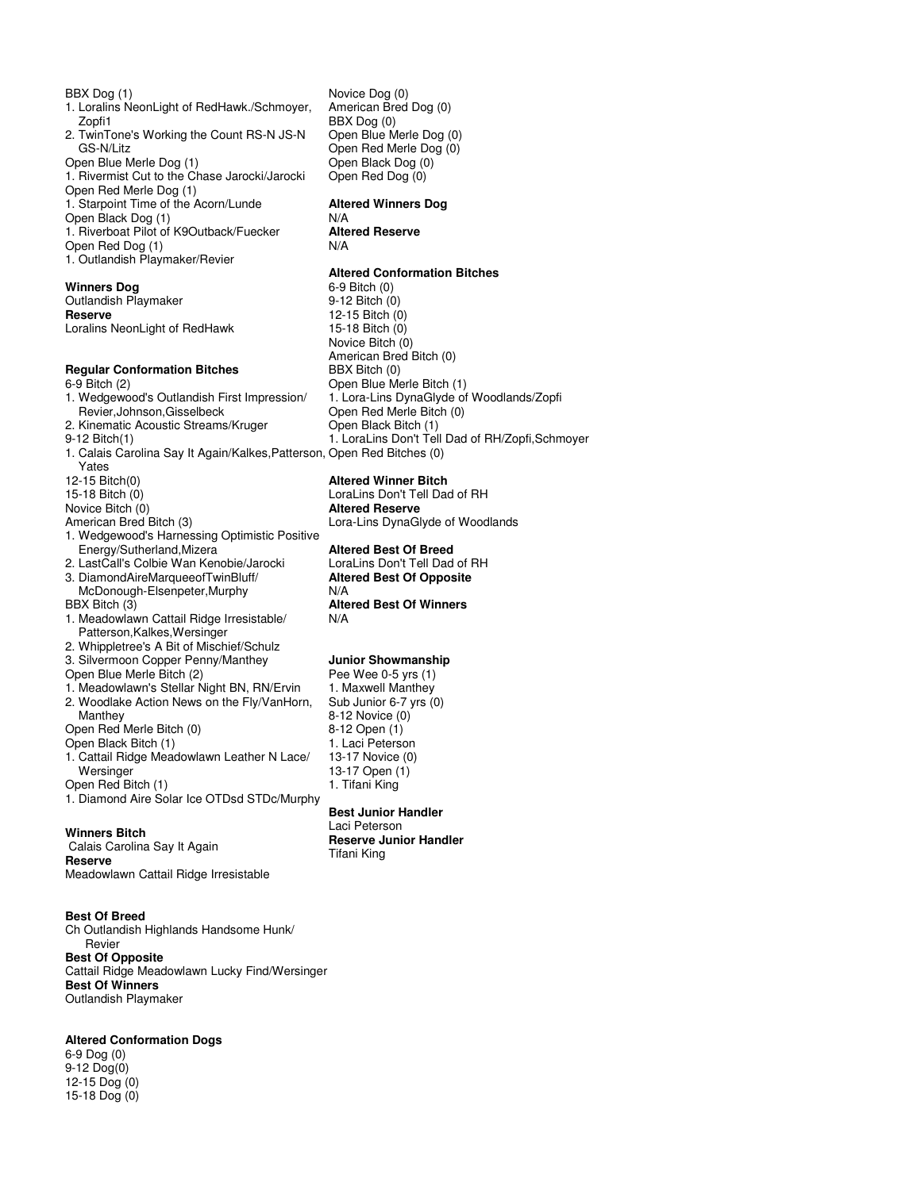BBX Dog (1)
1. Loralins NeonLight of RedHawk./Schmoyer, Zopfi1
2. TwinTone's Working the Count RS-N JS-N GS-N/Litz

Open Blue Merle Dog (1)
1. Rivermist Cut to the Chase Jarocki/Jarocki

Open Red Merle Dog (1)
1. Starpoint Time of the Acorn/Lunde

Open Black Dog (1)
1. Riverboat Pilot of K9Outback/Fuecker

Open Red Dog (1)
1. Outlandish Playmaker/Revier

**Winners Dog**
Outlandish Playmaker
**Reserve**
Loralins NeonLight of RedHawk

**Regular Conformation Bitches**

6-9 Bitch (2)
1. Wedgewood's Outlandish First Impression/ Revier,Johnson,Gisselbeck
2. Kinematic Acoustic Streams/Kruger

9-12 Bitch(1)
1. Calais Carolina Say It Again/Kalkes,Patterson, Yates

12-15 Bitch(0)
15-18 Bitch (0)
Novice Bitch (0)

American Bred Bitch (3)
1. Wedgewood's Harnessing Optimistic Positive Energy/Sutherland,Mizera
2. LastCall's Colbie Wan Kenobie/Jarocki
3. DiamondAireMarqueeofTwinBluff/ McDonough-Elsenpeter,Murphy

BBX Bitch (3)
1. Meadowlawn Cattail Ridge Irresistable/ Patterson,Kalkes,Wersinger
2. Whippletree's A Bit of Mischief/Schulz
3. Silvermoon Copper Penny/Manthey

Open Blue Merle Bitch (2)
1. Meadowlawn's Stellar Night BN, RN/Ervin
2. Woodlake Action News on the Fly/VanHorn, Manthey

Open Red Merle Bitch (0)

Open Black Bitch (1)
1. Cattail Ridge Meadowlawn Leather N Lace/ Wersinger

Open Red Bitch (1)
1. Diamond Aire Solar Ice OTDsd STDc/Murphy

**Winners Bitch**
Calais Carolina Say It Again
**Reserve**
Meadowlawn Cattail Ridge Irresistable

**Best Of Breed**
Ch Outlandish Highlands Handsome Hunk/ Revier
**Best Of Opposite**
Cattail Ridge Meadowlawn Lucky Find/Wersinger
**Best Of Winners**
Outlandish Playmaker

**Altered Conformation Dogs**

6-9 Dog (0)
9-12 Dog(0)
12-15 Dog (0)
15-18 Dog (0)
Novice Dog (0)
American Bred Dog (0)
BBX Dog (0)
Open Blue Merle Dog (0)
Open Red Merle Dog (0)
Open Black Dog (0)
Open Red Dog (0)

**Altered Winners Dog**
N/A
**Altered Reserve**
N/A

**Altered Conformation Bitches**

6-9 Bitch (0)
9-12 Bitch (0)
12-15 Bitch (0)
15-18 Bitch (0)
Novice Bitch (0)
American Bred Bitch (0)
BBX Bitch (0)

Open Blue Merle Bitch (1)
1. Lora-Lins DynaGlyde of Woodlands/Zopfi

Open Red Merle Bitch (0)

Open Black Bitch (1)
1. LoraLins Don't Tell Dad of RH/Zopfi,Schmoyer

Open Red Bitches (0)

**Altered Winner Bitch**
LoraLins Don't Tell Dad of RH
**Altered Reserve**
Lora-Lins DynaGlyde of Woodlands

**Altered Best Of Breed**
LoraLins Don't Tell Dad of RH
**Altered Best Of Opposite**
N/A
**Altered Best Of Winners**
N/A

**Junior Showmanship**

Pee Wee 0-5 yrs (1)
1. Maxwell Manthey

Sub Junior 6-7 yrs (0)
8-12 Novice (0)

8-12 Open (1)
1. Laci Peterson

13-17 Novice (0)

13-17 Open (1)
1. Tifani King

**Best Junior Handler**
Laci Peterson
**Reserve Junior Handler**
Tifani King